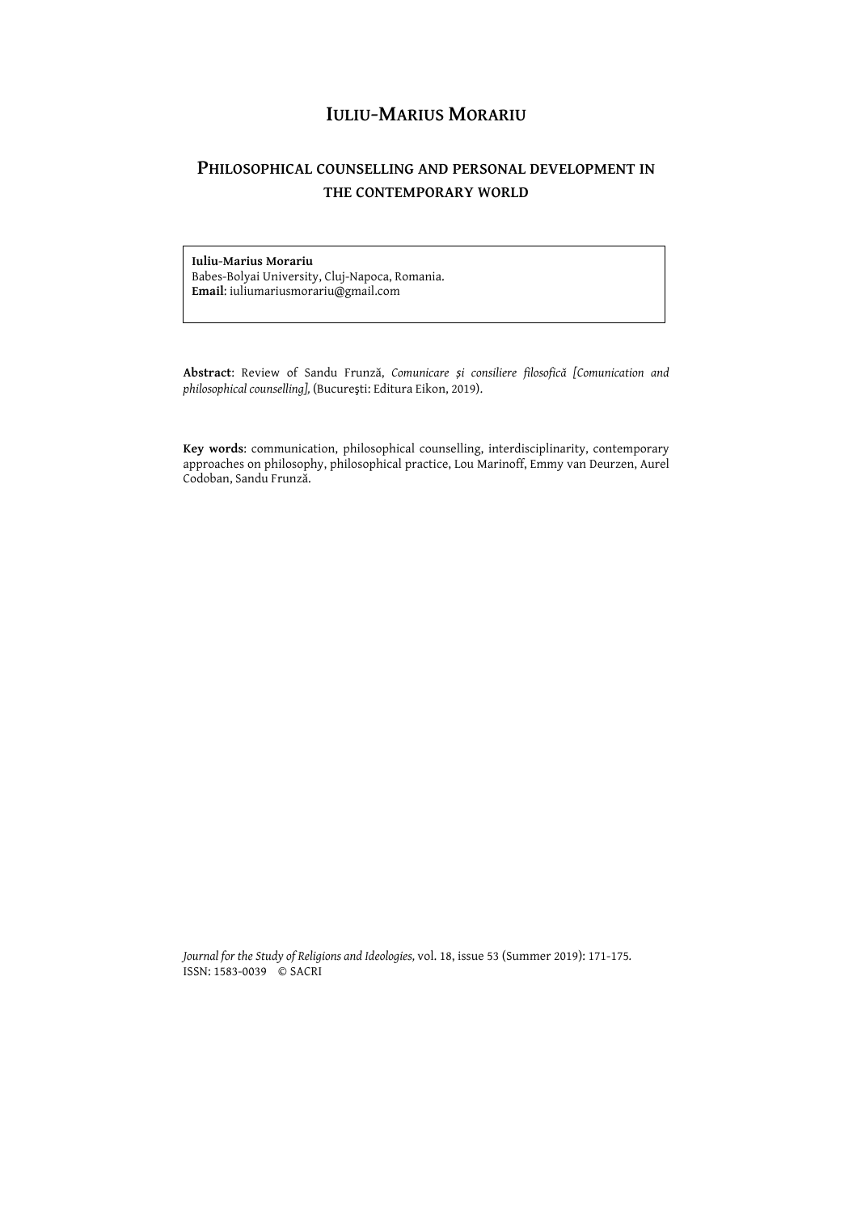# Iuliu-Marius Morariu

## Philosophical counselling and personal development in the contemporary world

**Iuliu-Marius Morariu**
Babes-Bolyai University, Cluj-Napoca, Romania.
**Email**: iuliumariusmorariu@gmail.com

**Abstract**: Review of Sandu Frunză, *Comunicare și consiliere filosofică [Comunication and philosophical counselling],* (Bucureşti: Editura Eikon, 2019).

**Key words**: communication, philosophical counselling, interdisciplinarity, contemporary approaches on philosophy, philosophical practice, Lou Marinoff, Emmy van Deurzen, Aurel Codoban, Sandu Frunză.

*Journal for the Study of Religions and Ideologies,* vol. 18, issue 53 (Summer 2019): 171-175.
ISSN: 1583-0039 © SACRI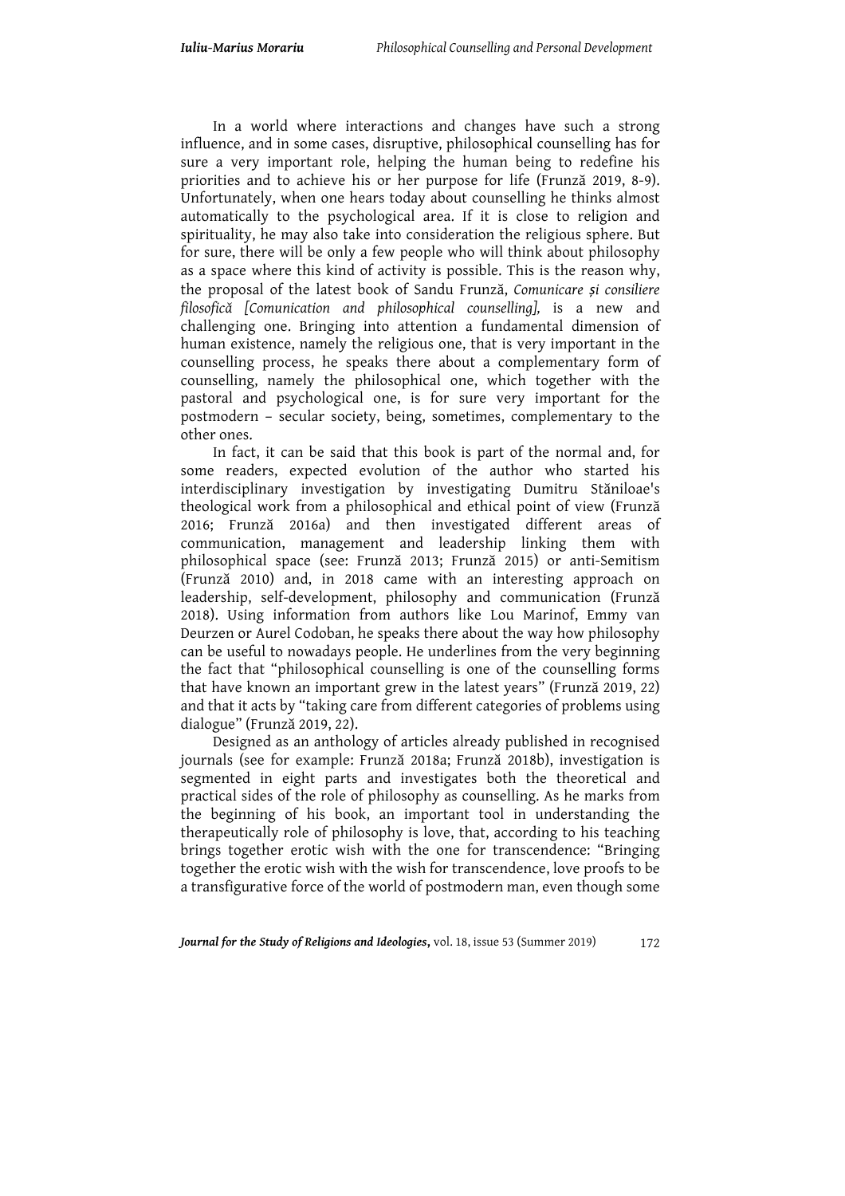In a world where interactions and changes have such a strong influence, and in some cases, disruptive, philosophical counselling has for sure a very important role, helping the human being to redefine his priorities and to achieve his or her purpose for life (Frunză 2019, 8-9). Unfortunately, when one hears today about counselling he thinks almost automatically to the psychological area. If it is close to religion and spirituality, he may also take into consideration the religious sphere. But for sure, there will be only a few people who will think about philosophy as a space where this kind of activity is possible. This is the reason why, the proposal of the latest book of Sandu Frunză, *Comunicare și consiliere filosofică [Comunication and philosophical counselling],* is a new and challenging one. Bringing into attention a fundamental dimension of human existence, namely the religious one, that is very important in the counselling process, he speaks there about a complementary form of counselling, namely the philosophical one, which together with the pastoral and psychological one, is for sure very important for the postmodern – secular society, being, sometimes, complementary to the other ones.

In fact, it can be said that this book is part of the normal and, for some readers, expected evolution of the author who started his interdisciplinary investigation by investigating Dumitru Stăniloae's theological work from a philosophical and ethical point of view (Frunză 2016; Frunză 2016a) and then investigated different areas of communication, management and leadership linking them with philosophical space (see: Frunză 2013; Frunză 2015) or anti-Semitism (Frunză 2010) and, in 2018 came with an interesting approach on leadership, self-development, philosophy and communication (Frunză 2018). Using information from authors like Lou Marinof, Emmy van Deurzen or Aurel Codoban, he speaks there about the way how philosophy can be useful to nowadays people. He underlines from the very beginning the fact that "philosophical counselling is one of the counselling forms that have known an important grew in the latest years" (Frunză 2019, 22) and that it acts by "taking care from different categories of problems using dialogue" (Frunză 2019, 22).

Designed as an anthology of articles already published in recognised journals (see for example: Frunză 2018a; Frunză 2018b), investigation is segmented in eight parts and investigates both the theoretical and practical sides of the role of philosophy as counselling. As he marks from the beginning of his book, an important tool in understanding the therapeutically role of philosophy is love, that, according to his teaching brings together erotic wish with the one for transcendence: "Bringing together the erotic wish with the wish for transcendence, love proofs to be a transfigurative force of the world of postmodern man, even though some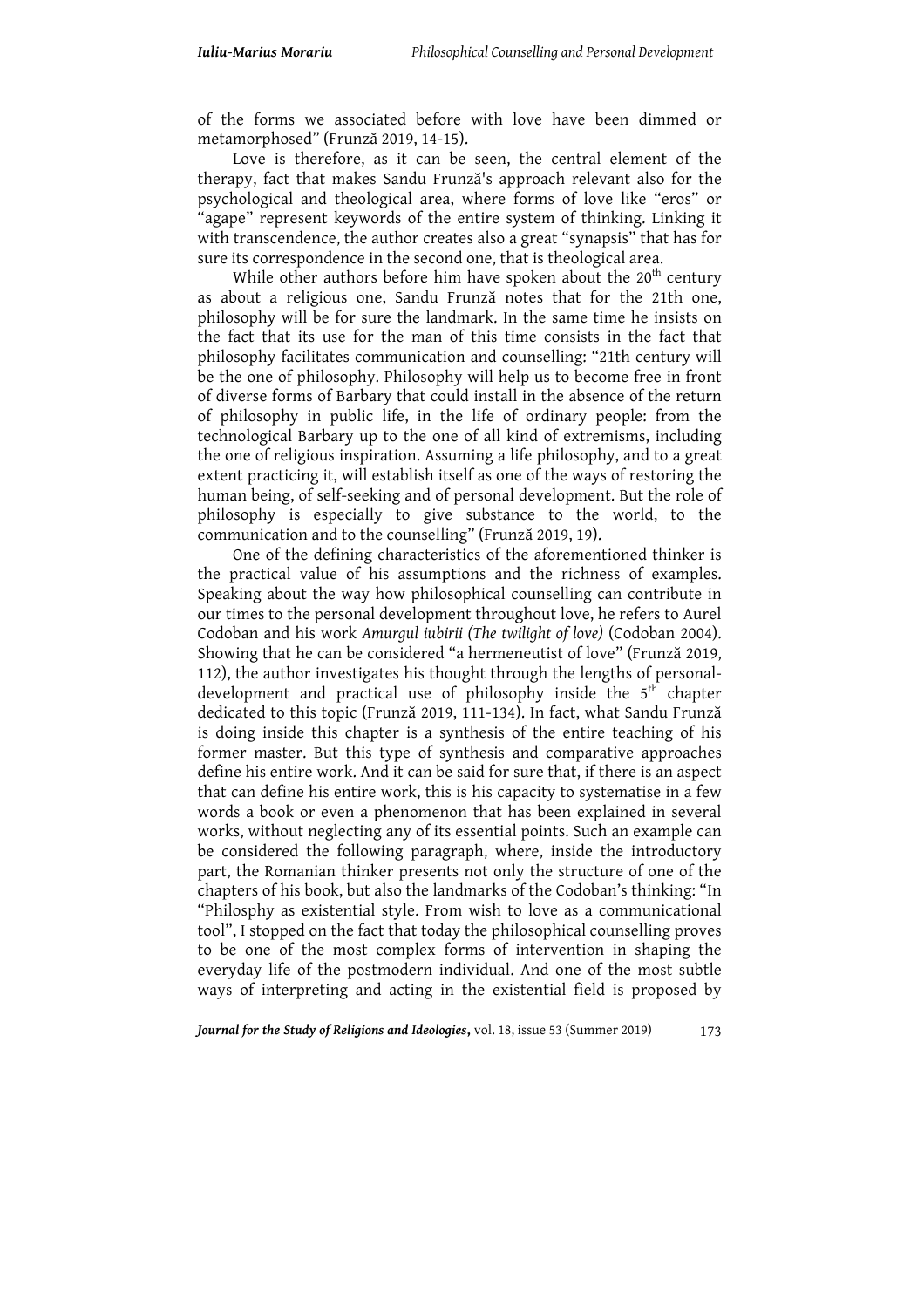of the forms we associated before with love have been dimmed or metamorphosed" (Frunză 2019, 14-15).

Love is therefore, as it can be seen, the central element of the therapy, fact that makes Sandu Frunză's approach relevant also for the psychological and theological area, where forms of love like "eros" or "agape" represent keywords of the entire system of thinking. Linking it with transcendence, the author creates also a great "synapsis" that has for sure its correspondence in the second one, that is theological area.

While other authors before him have spoken about the 20th century as about a religious one, Sandu Frunză notes that for the 21th one, philosophy will be for sure the landmark. In the same time he insists on the fact that its use for the man of this time consists in the fact that philosophy facilitates communication and counselling: "21th century will be the one of philosophy. Philosophy will help us to become free in front of diverse forms of Barbary that could install in the absence of the return of philosophy in public life, in the life of ordinary people: from the technological Barbary up to the one of all kind of extremisms, including the one of religious inspiration. Assuming a life philosophy, and to a great extent practicing it, will establish itself as one of the ways of restoring the human being, of self-seeking and of personal development. But the role of philosophy is especially to give substance to the world, to the communication and to the counselling" (Frunză 2019, 19).

One of the defining characteristics of the aforementioned thinker is the practical value of his assumptions and the richness of examples. Speaking about the way how philosophical counselling can contribute in our times to the personal development throughout love, he refers to Aurel Codoban and his work *Amurgul iubirii (The twilight of love)* (Codoban 2004). Showing that he can be considered "a hermeneutist of love" (Frunză 2019, 112), the author investigates his thought through the lengths of personal-development and practical use of philosophy inside the 5th chapter dedicated to this topic (Frunză 2019, 111-134). In fact, what Sandu Frunză is doing inside this chapter is a synthesis of the entire teaching of his former master. But this type of synthesis and comparative approaches define his entire work. And it can be said for sure that, if there is an aspect that can define his entire work, this is his capacity to systematise in a few words a book or even a phenomenon that has been explained in several works, without neglecting any of its essential points. Such an example can be considered the following paragraph, where, inside the introductory part, the Romanian thinker presents not only the structure of one of the chapters of his book, but also the landmarks of the Codoban's thinking: "In "Philosphy as existential style. From wish to love as a communicational tool", I stopped on the fact that today the philosophical counselling proves to be one of the most complex forms of intervention in shaping the everyday life of the postmodern individual. And one of the most subtle ways of interpreting and acting in the existential field is proposed by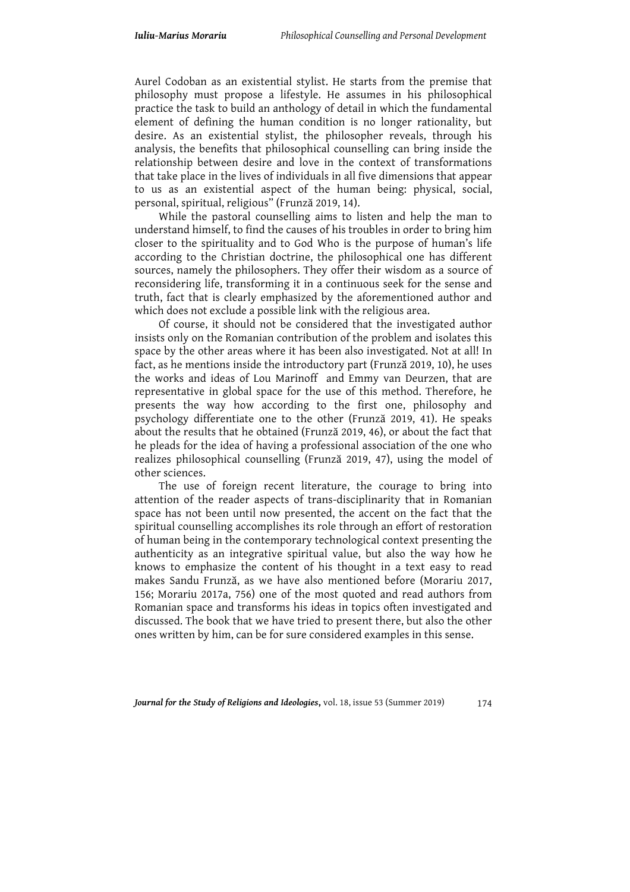Aurel Codoban as an existential stylist. He starts from the premise that philosophy must propose a lifestyle. He assumes in his philosophical practice the task to build an anthology of detail in which the fundamental element of defining the human condition is no longer rationality, but desire. As an existential stylist, the philosopher reveals, through his analysis, the benefits that philosophical counselling can bring inside the relationship between desire and love in the context of transformations that take place in the lives of individuals in all five dimensions that appear to us as an existential aspect of the human being: physical, social, personal, spiritual, religious" (Frunză 2019, 14).

While the pastoral counselling aims to listen and help the man to understand himself, to find the causes of his troubles in order to bring him closer to the spirituality and to God Who is the purpose of human's life according to the Christian doctrine, the philosophical one has different sources, namely the philosophers. They offer their wisdom as a source of reconsidering life, transforming it in a continuous seek for the sense and truth, fact that is clearly emphasized by the aforementioned author and which does not exclude a possible link with the religious area.

Of course, it should not be considered that the investigated author insists only on the Romanian contribution of the problem and isolates this space by the other areas where it has been also investigated. Not at all! In fact, as he mentions inside the introductory part (Frunză 2019, 10), he uses the works and ideas of Lou Marinoff and Emmy van Deurzen, that are representative in global space for the use of this method. Therefore, he presents the way how according to the first one, philosophy and psychology differentiate one to the other (Frunză 2019, 41). He speaks about the results that he obtained (Frunză 2019, 46), or about the fact that he pleads for the idea of having a professional association of the one who realizes philosophical counselling (Frunză 2019, 47), using the model of other sciences.

The use of foreign recent literature, the courage to bring into attention of the reader aspects of trans-disciplinarity that in Romanian space has not been until now presented, the accent on the fact that the spiritual counselling accomplishes its role through an effort of restoration of human being in the contemporary technological context presenting the authenticity as an integrative spiritual value, but also the way how he knows to emphasize the content of his thought in a text easy to read makes Sandu Frunză, as we have also mentioned before (Morariu 2017, 156; Morariu 2017a, 756) one of the most quoted and read authors from Romanian space and transforms his ideas in topics often investigated and discussed. The book that we have tried to present there, but also the other ones written by him, can be for sure considered examples in this sense.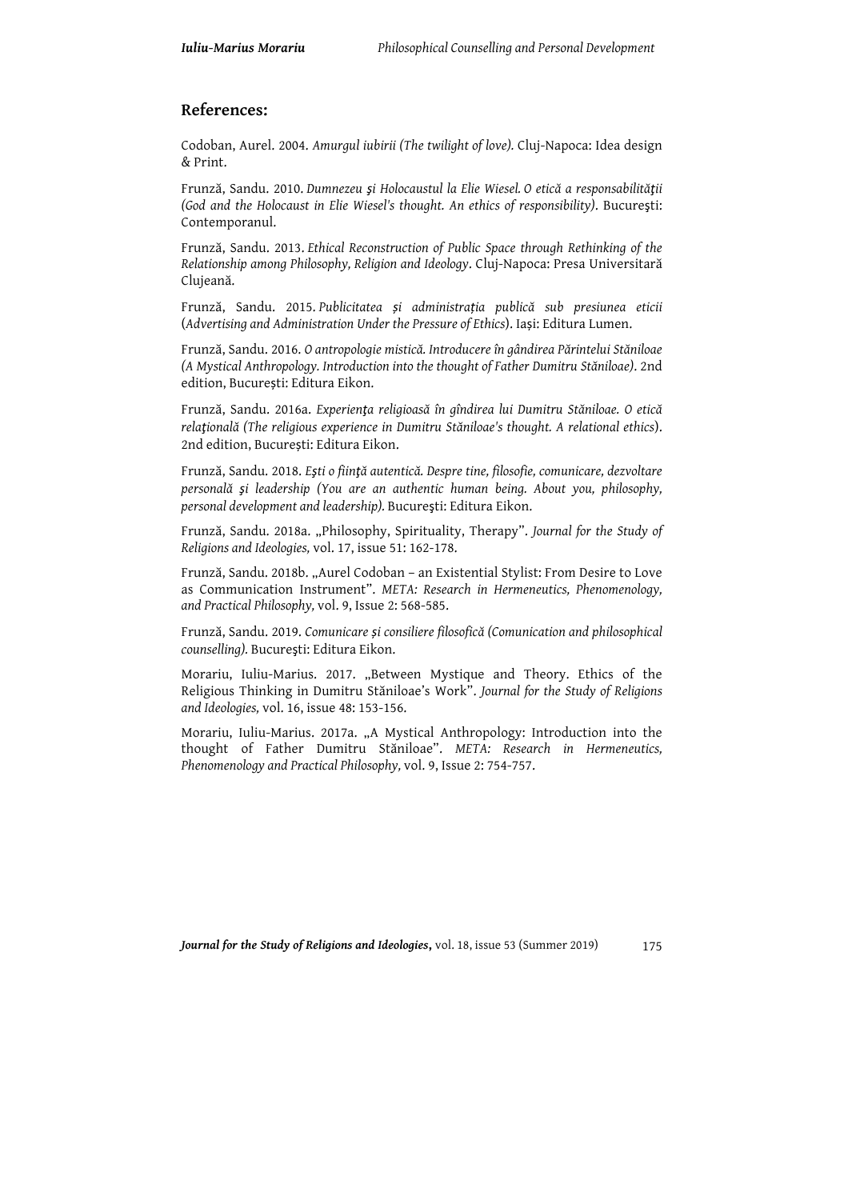## References:

Codoban, Aurel. 2004. *Amurgul iubirii (The twilight of love).* Cluj-Napoca: Idea design & Print.

Frunză, Sandu. 2010. *Dumnezeu şi Holocaustul la Elie Wiesel. O etică a responsabilităţii (God and the Holocaust in Elie Wiesel's thought. An ethics of responsibility).* Bucureşti: Contemporanul.

Frunză, Sandu. 2013. *Ethical Reconstruction of Public Space through Rethinking of the Relationship among Philosophy, Religion and Ideology*. Cluj-Napoca: Presa Universitară Clujeană.

Frunză, Sandu. 2015. *Publicitatea și administrația publică sub presiunea eticii* (*Advertising and Administration Under the Pressure of Ethics*). Iași: Editura Lumen.

Frunză, Sandu. 2016. *O antropologie mistică. Introducere în gândirea Părintelui Stăniloae (A Mystical Anthropology. Introduction into the thought of Father Dumitru Stăniloae)*. 2nd edition, București: Editura Eikon.

Frunză, Sandu. 2016a. *Experienţa religioasă în gîndirea lui Dumitru Stăniloae. O etică relaţională (The religious experience in Dumitru Stăniloae's thought. A relational ethics)*. 2nd edition, București: Editura Eikon.

Frunză, Sandu. 2018. *Eşti o fiinţă autentică. Despre tine, filosofie, comunicare, dezvoltare personală şi leadership (You are an authentic human being. About you, philosophy, personal development and leadership).* Bucureşti: Editura Eikon.

Frunză, Sandu. 2018a. „Philosophy, Spirituality, Therapy". *Journal for the Study of Religions and Ideologies,* vol. 17, issue 51: 162-178.

Frunză, Sandu. 2018b. „Aurel Codoban – an Existential Stylist: From Desire to Love as Communication Instrument". *META: Research in Hermeneutics, Phenomenology, and Practical Philosophy,* vol. 9, Issue 2: 568-585.

Frunză, Sandu. 2019. *Comunicare și consiliere filosofică (Comunication and philosophical counselling).* Bucureşti: Editura Eikon.

Morariu, Iuliu-Marius. 2017. „Between Mystique and Theory. Ethics of the Religious Thinking in Dumitru Stăniloae's Work". *Journal for the Study of Religions and Ideologies,* vol. 16, issue 48: 153-156.

Morariu, Iuliu-Marius. 2017a. „A Mystical Anthropology: Introduction into the thought of Father Dumitru Stăniloae". *META: Research in Hermeneutics, Phenomenology and Practical Philosophy,* vol. 9, Issue 2: 754-757.